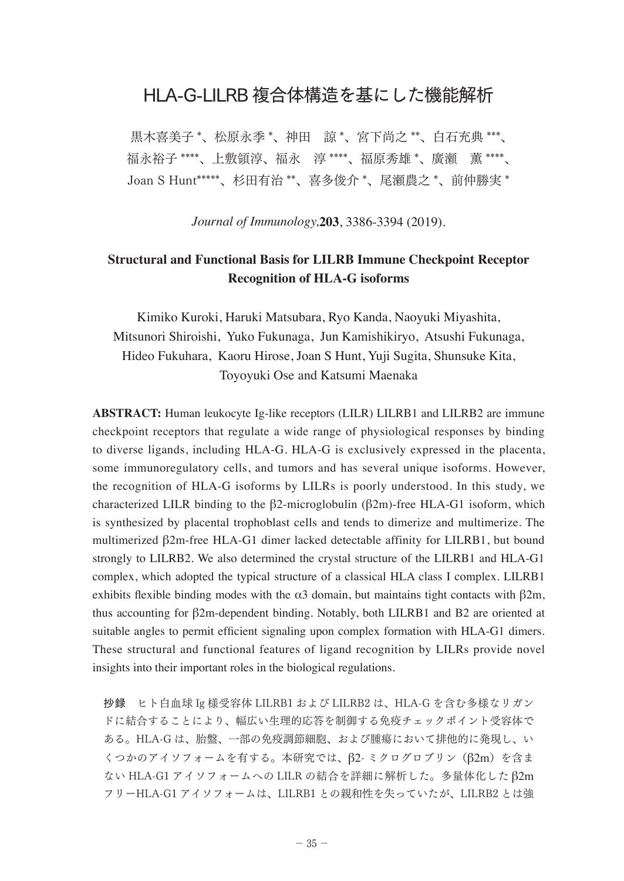# HLA-G-LILRB 複合体構造を基にした機能解析

黒木喜美子 *、松原永季 *、神田　諒 *、宮下尚之 **、白石充典 ***、
福永裕子 ****、上敷領淳、福永　淳 ****、福原秀雄 *、廣瀬　薫 ****、
Joan S Hunt*****、杉田有治 **、喜多俊介 *、尾瀬農之 *、前仲勝実 *

*Journal of Immunology,* **203**, 3386-3394 (2019).

## Structural and Functional Basis for LILRB Immune Checkpoint Receptor Recognition of HLA-G isoforms

Kimiko Kuroki, Haruki Matsubara, Ryo Kanda, Naoyuki Miyashita, Mitsunori Shiroishi, Yuko Fukunaga, Jun Kamishikiryo, Atsushi Fukunaga, Hideo Fukuhara, Kaoru Hirose, Joan S Hunt, Yuji Sugita, Shunsuke Kita, Toyoyuki Ose and Katsumi Maenaka

**ABSTRACT:** Human leukocyte Ig-like receptors (LILR) LILRB1 and LILRB2 are immune checkpoint receptors that regulate a wide range of physiological responses by binding to diverse ligands, including HLA-G. HLA-G is exclusively expressed in the placenta, some immunoregulatory cells, and tumors and has several unique isoforms. However, the recognition of HLA-G isoforms by LILRs is poorly understood. In this study, we characterized LILR binding to the β2-microglobulin (β2m)-free HLA-G1 isoform, which is synthesized by placental trophoblast cells and tends to dimerize and multimerize. The multimerized β2m-free HLA-G1 dimer lacked detectable affinity for LILRB1, but bound strongly to LILRB2. We also determined the crystal structure of the LILRB1 and HLA-G1 complex, which adopted the typical structure of a classical HLA class I complex. LILRB1 exhibits flexible binding modes with the α3 domain, but maintains tight contacts with β2m, thus accounting for β2m-dependent binding. Notably, both LILRB1 and B2 are oriented at suitable angles to permit efficient signaling upon complex formation with HLA-G1 dimers. These structural and functional features of ligand recognition by LILRs provide novel insights into their important roles in the biological regulations.

**抄録**　ヒト白血球 Ig 様受容体 LILRB1 および LILRB2 は、HLA-G を含む多様なリガンドに結合することにより、幅広い生理的応答を制御する免疫チェックポイント受容体である。HLA-G は、胎盤、一部の免疫調節細胞、および腫瘍において排他的に発現し、いくつかのアイソフォームを有する。本研究では、β2- ミクログロブリン（β2m）を含まない HLA-G1 アイソフォームへの LILR の結合を詳細に解析した。多量体化した β2m フリーHLA-G1 アイソフォームは、LILRB1 との親和性を失っていたが、LILRB2 とは強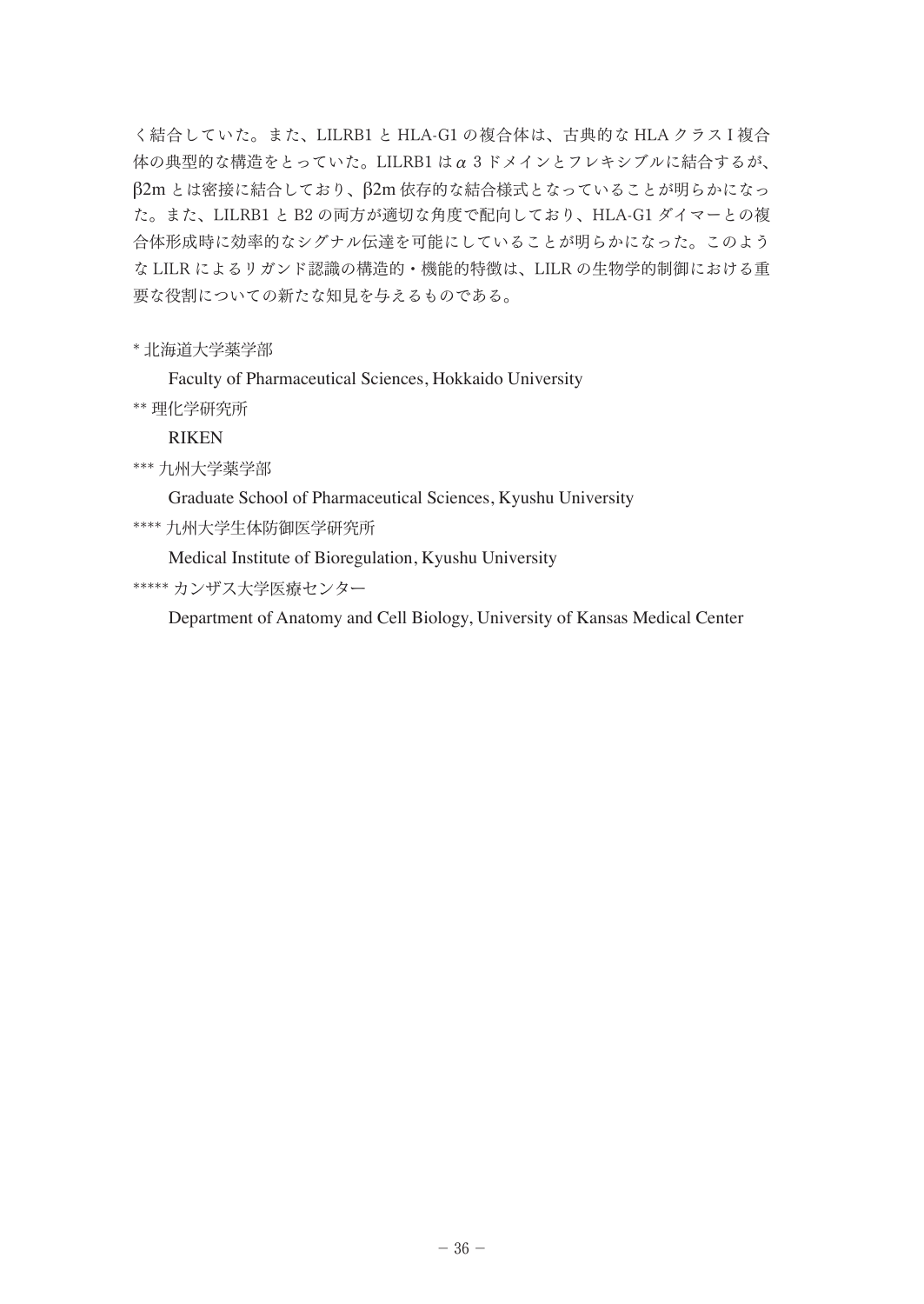く結合していた。また、LILRB1 と HLA-G1 の複合体は、古典的な HLA クラス I 複合体の典型的な構造をとっていた。LILRB1 は $\alpha$ 3 ドメインとフレキシブルに結合するが、β2m とは密接に結合しており、β2m 依存的な結合様式となっていることが明らかになった。また、LILRB1 と B2 の両方が適切な角度で配向しており、HLA-G1 ダイマーとの複合体形成時に効率的なシグナル伝達を可能にしていることが明らかになった。このような LILR によるリガンド認識の構造的・機能的特徴は、LILR の生物学的制御における重要な役割についての新たな知見を与えるものである。

* 北海道大学薬学部

  Faculty of Pharmaceutical Sciences, Hokkaido University

** 理化学研究所

  RIKEN

*** 九州大学薬学部

  Graduate School of Pharmaceutical Sciences, Kyushu University

**** 九州大学生体防御医学研究所

  Medical Institute of Bioregulation, Kyushu University

***** カンザス大学医療センター

  Department of Anatomy and Cell Biology, University of Kansas Medical Center